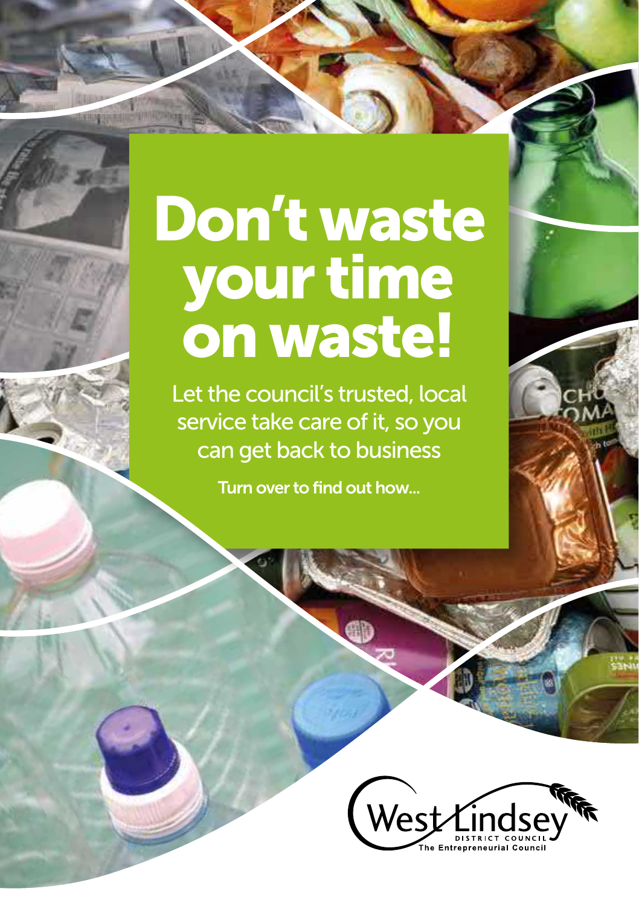# Don't waste your time on waste!

Let the council's trusted, local service take care of it, so you can get back to business

Turn over to find out how...

West Lindsey
DISTRICT COUNCIL
The Entrepreneurial Council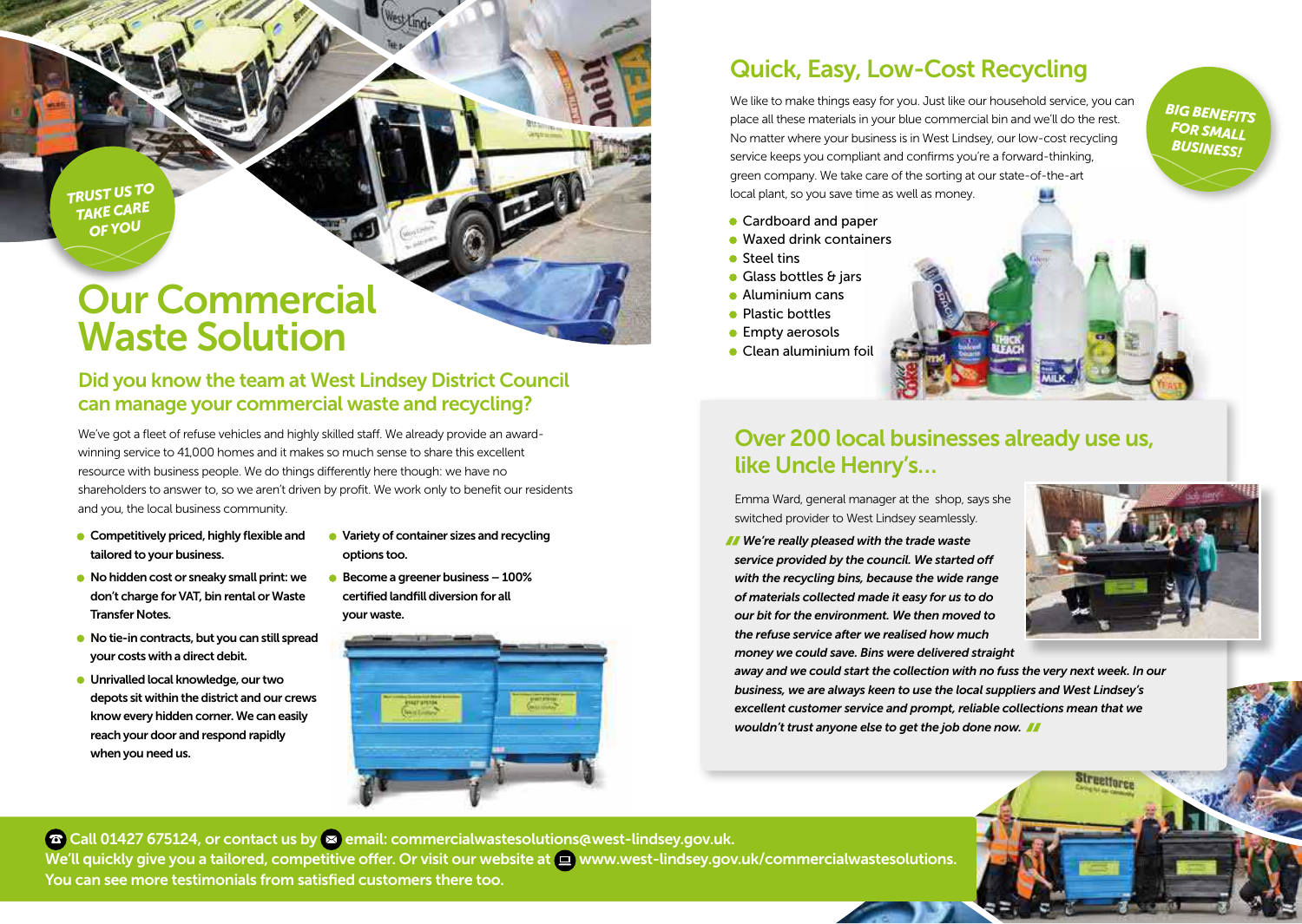TRUST US TO TAKE CARE OF YOU

# Our Commercial Waste Solution

## Did you know the team at West Lindsey District Council can manage your commercial waste and recycling?

We've got a fleet of refuse vehicles and highly skilled staff. We already provide an award-winning service to 41,000 homes and it makes so much sense to share this excellent resource with business people. We do things differently here though: we have no shareholders to answer to, so we aren't driven by profit. We work only to benefit our residents and you, the local business community.

- **Competitively priced, highly flexible and tailored to your business.**
- **No hidden cost or sneaky small print: we don't charge for VAT, bin rental or Waste Transfer Notes.**
- **No tie-in contracts, but you can still spread your costs with a direct debit.**
- **Unrivalled local knowledge, our two depots sit within the district and our crews know every hidden corner. We can easily reach your door and respond rapidly when you need us.**
- **Variety of container sizes and recycling options too.**
- **Become a greener business – 100% certified landfill diversion for all your waste.**

## Quick, Easy, Low-Cost Recycling

BIG BENEFITS FOR SMALL BUSINESS!

We like to make things easy for you. Just like our household service, you can place all these materials in your blue commercial bin and we'll do the rest. No matter where your business is in West Lindsey, our low-cost recycling service keeps you compliant and confirms you're a forward-thinking, green company. We take care of the sorting at our state-of-the-art local plant, so you save time as well as money.

- Cardboard and paper
- Waxed drink containers
- Steel tins
- Glass bottles & jars
- Aluminium cans
- Plastic bottles
- Empty aerosols
- Clean aluminium foil

## Over 200 local businesses already use us, like Uncle Henry's...

Emma Ward, general manager at the shop, says she switched provider to West Lindsey seamlessly.

*"We're really pleased with the trade waste service provided by the council. We started off with the recycling bins, because the wide range of materials collected made it easy for us to do our bit for the environment. We then moved to the refuse service after we realised how much money we could save. Bins were delivered straight away and we could start the collection with no fuss the very next week. In our business, we are always keen to use the local suppliers and West Lindsey's excellent customer service and prompt, reliable collections mean that we wouldn't trust anyone else to get the job done now."*

**Call 01427 675124, or contact us by email: commercialwastesolutions@west-lindsey.gov.uk.**
**We'll quickly give you a tailored, competitive offer. Or visit our website at www.west-lindsey.gov.uk/commercialwastesolutions.**
**You can see more testimonials from satisfied customers there too.**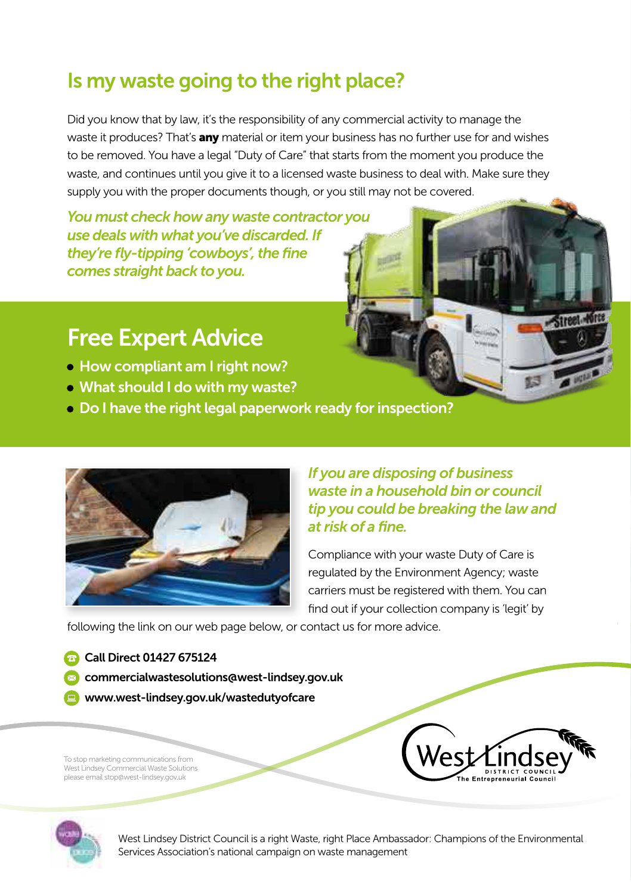## Is my waste going to the right place?

Did you know that by law, it's the responsibility of any commercial activity to manage the waste it produces? That's **any** material or item your business has no further use for and wishes to be removed. You have a legal "Duty of Care" that starts from the moment you produce the waste, and continues until you give it to a licensed waste business to deal with. Make sure they supply you with the proper documents though, or you still may not be covered.

*You must check how any waste contractor you use deals with what you've discarded. If they're fly-tipping 'cowboys', the fine comes straight back to you.*

## Free Expert Advice

- How compliant am I right now?
- What should I do with my waste?
- Do I have the right legal paperwork ready for inspection?

*If you are disposing of business waste in a household bin or council tip you could be breaking the law and at risk of a fine.*

Compliance with your waste Duty of Care is regulated by the Environment Agency; waste carriers must be registered with them. You can find out if your collection company is 'legit' by following the link on our web page below, or contact us for more advice.

**Call Direct 01427 675124**

**commercialwastesolutions@west-lindsey.gov.uk**

**www.west-lindsey.gov.uk/wastedutyofcare**

To stop marketing communications from West Lindsey Commercial Waste Solutions please email stop@west-lindsey.gov.uk

West Lindsey DISTRICT COUNCIL The Entrepreneurial Council

West Lindsey District Council is a right Waste, right Place Ambassador: Champions of the Environmental Services Association's national campaign on waste management